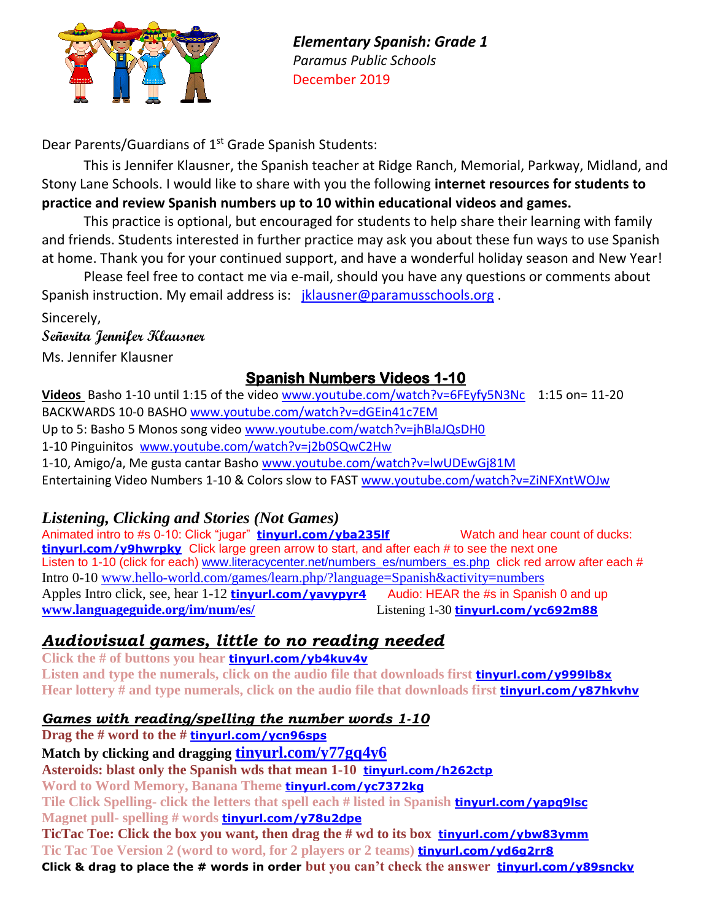***Elementary Spanish: Grade 1***
*Paramus Public Schools*
December 2019

Dear Parents/Guardians of 1st Grade Spanish Students:

This is Jennifer Klausner, the Spanish teacher at Ridge Ranch, Memorial, Parkway, Midland, and Stony Lane Schools. I would like to share with you the following **internet resources for students to practice and review Spanish numbers up to 10 within educational videos and games.**

This practice is optional, but encouraged for students to help share their learning with family and friends. Students interested in further practice may ask you about these fun ways to use Spanish at home. Thank you for your continued support, and have a wonderful holiday season and New Year!

Please feel free to contact me via e-mail, should you have any questions or comments about Spanish instruction. My email address is: jklausner@paramusschools.org .

Sincerely,
*Señorita Jennifer Klausner*
Ms. Jennifer Klausner

## Spanish Numbers Videos 1-10

**Videos** Basho 1-10 until 1:15 of the video www.youtube.com/watch?v=6FEyfy5N3Nc 1:15 on= 11-20
BACKWARDS 10-0 BASHO www.youtube.com/watch?v=dGEin41c7EM
Up to 5: Basho 5 Monos song video www.youtube.com/watch?v=jhBlaJQsDH0
1-10 Pinguinitos www.youtube.com/watch?v=j2b0SQwC2Hw
1-10, Amigo/a, Me gusta cantar Basho www.youtube.com/watch?v=lwUDEwGj81M
Entertaining Video Numbers 1-10 & Colors slow to FAST www.youtube.com/watch?v=ZiNFXntWOJw

### *Listening, Clicking and Stories (Not Games)*

Animated intro to #s 0-10: Click "jugar" **tinyurl.com/yba235lf**
Watch and hear count of ducks: **tinyurl.com/y9hwrpky** Click large green arrow to start, and after each # to see the next one
Listen to 1-10 (click for each) www.literacycenter.net/numbers_es/numbers_es.php click red arrow after each #
Intro 0-10 www.hello-world.com/games/learn.php/?language=Spanish&activity=numbers
Apples Intro click, see, hear 1-12 **tinyurl.com/yavypyr4**
Audio: HEAR the #s in Spanish 0 and up **www.languageguide.org/im/num/es/**
Listening 1-30 **tinyurl.com/yc692m88**

## ***Audiovisual games, little to no reading needed***

**Click the # of buttons you hear** **tinyurl.com/yb4kuv4v**
**Listen and type the numerals, click on the audio file that downloads first** **tinyurl.com/y999lb8x**
**Hear lottery # and type numerals, click on the audio file that downloads first** **tinyurl.com/y87hkvhv**

### ***Games with reading/spelling the number words 1-10***

**Drag the # word to the #** **tinyurl.com/ycn96sps**
**Match by clicking and dragging** **tinyurl.com/y77gq4y6**
**Asteroids: blast only the Spanish wds that mean 1-10** **tinyurl.com/h262ctp**
**Word to Word Memory, Banana Theme** **tinyurl.com/yc7372kg**
**Tile Click Spelling- click the letters that spell each # listed in Spanish** **tinyurl.com/yapg9lsc**
**Magnet pull- spelling # words** **tinyurl.com/y78u2dpe**
**TicTac Toe: Click the box you want, then drag the # wd to its box** **tinyurl.com/ybw83ymm**
**Tic Tac Toe Version 2 (word to word, for 2 players or 2 teams)** **tinyurl.com/yd6g2rr8**
**Click & drag to place the # words in order but you can't check the answer** **tinyurl.com/y89snckv**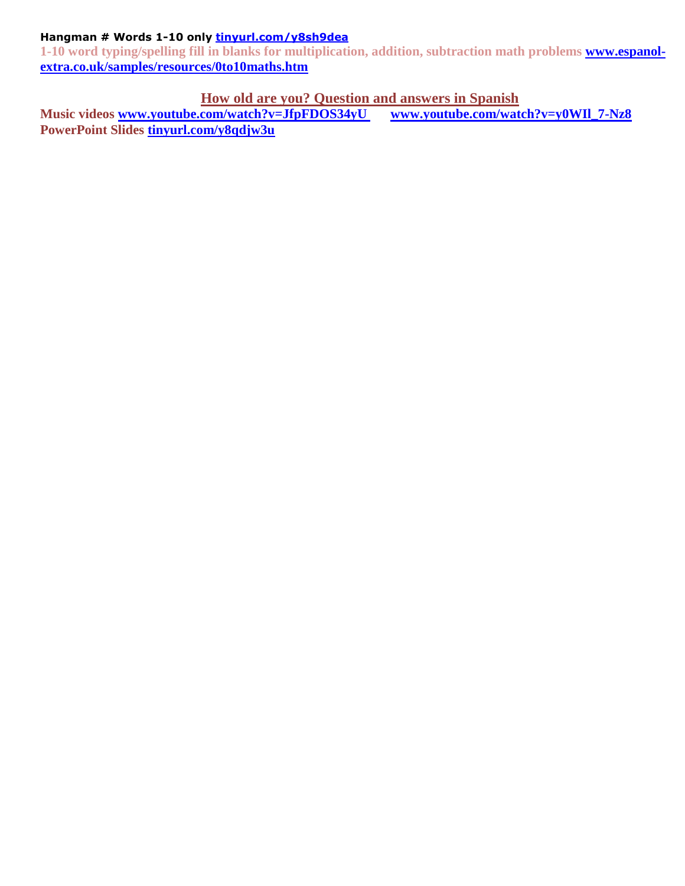**Hangman # Words 1-10 only tinyurl.com/y8sh9dea**

**1-10 word typing/spelling fill in blanks for multiplication, addition, subtraction math problems www.espanol-extra.co.uk/samples/resources/0to10maths.htm**

## How old are you? Question and answers in Spanish

**Music videos www.youtube.com/watch?v=JfpFDOS34yU www.youtube.com/watch?v=y0WIl_7-Nz8**

**PowerPoint Slides tinyurl.com/y8qdjw3u**